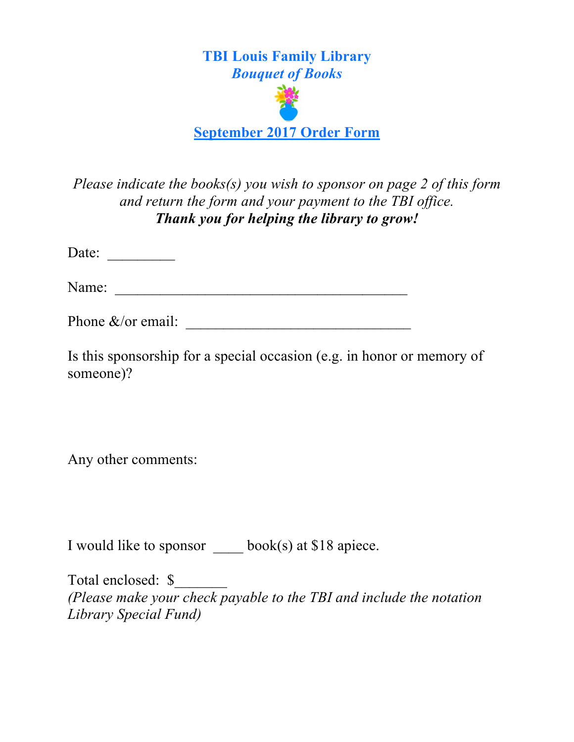# TBI Louis Family Library

***Bouquet of Books***

**September 2017 Order Form**

*Please indicate the books(s) you wish to sponsor on page 2 of this form and return the form and your payment to the TBI office.*

***Thank you for helping the library to grow!***

Date: _________

Name: _______________________________________

Phone &/or email: ______________________________

Is this sponsorship for a special occasion (e.g. in honor or memory of someone)?

Any other comments:

I would like to sponsor ____ book(s) at $18 apiece.

Total enclosed: $_______

*(Please make your check payable to the TBI and include the notation Library Special Fund)*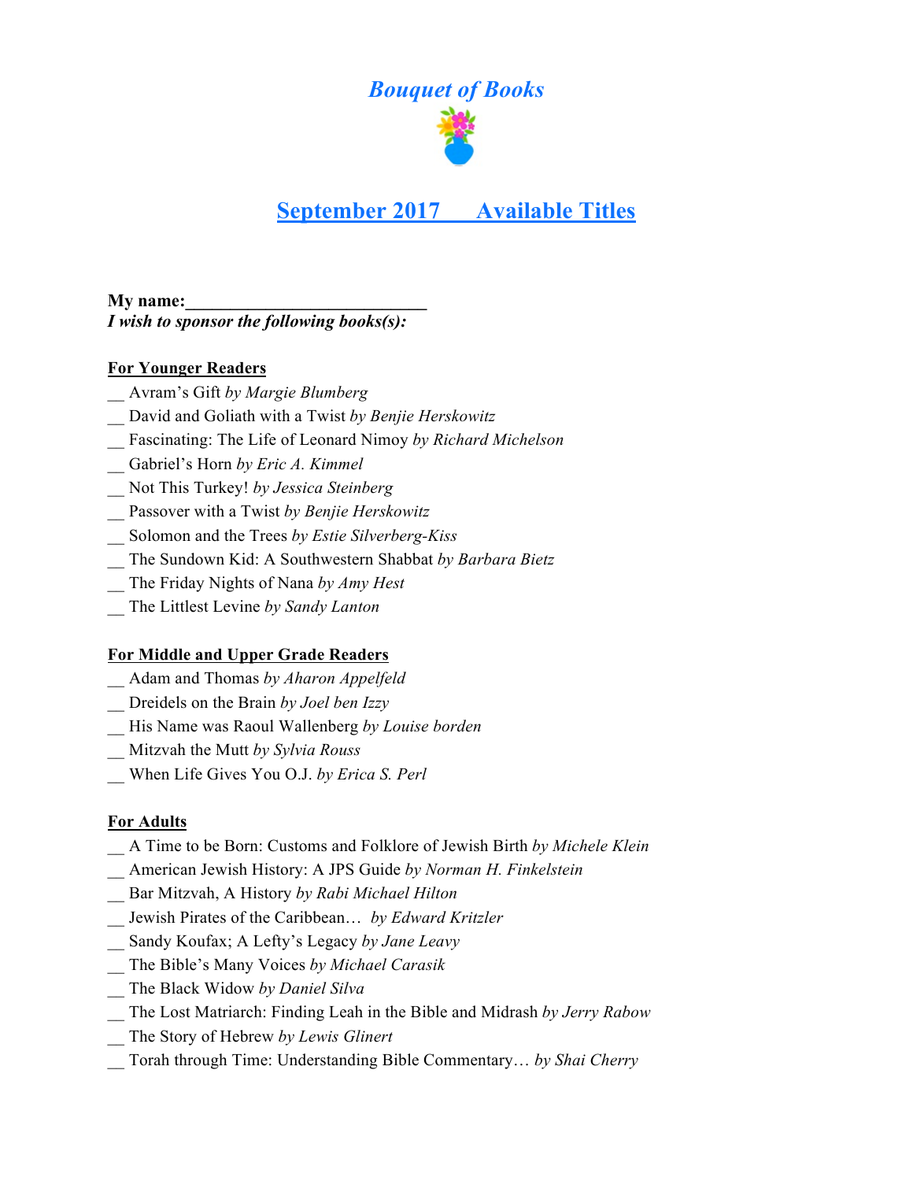# *Bouquet of Books*

## September 2017 Available Titles

**My name:**___________________________

***I wish to sponsor the following books(s):***

**For Younger Readers**

__ Avram's Gift *by Margie Blumberg*
__ David and Goliath with a Twist *by Benjie Herskowitz*
__ Fascinating: The Life of Leonard Nimoy *by Richard Michelson*
__ Gabriel's Horn *by Eric A. Kimmel*
__ Not This Turkey! *by Jessica Steinberg*
__ Passover with a Twist *by Benjie Herskowitz*
__ Solomon and the Trees *by Estie Silverberg-Kiss*
__ The Sundown Kid: A Southwestern Shabbat *by Barbara Bietz*
__ The Friday Nights of Nana *by Amy Hest*
__ The Littlest Levine *by Sandy Lanton*

**For Middle and Upper Grade Readers**

__ Adam and Thomas *by Aharon Appelfeld*
__ Dreidels on the Brain *by Joel ben Izzy*
__ His Name was Raoul Wallenberg *by Louise borden*
__ Mitzvah the Mutt *by Sylvia Rouss*
__ When Life Gives You O.J. *by Erica S. Perl*

**For Adults**

__ A Time to be Born: Customs and Folklore of Jewish Birth *by Michele Klein*
__ American Jewish History: A JPS Guide *by Norman H. Finkelstein*
__ Bar Mitzvah, A History *by Rabi Michael Hilton*
__ Jewish Pirates of the Caribbean… *by Edward Kritzler*
__ Sandy Koufax; A Lefty's Legacy *by Jane Leavy*
__ The Bible's Many Voices *by Michael Carasik*
__ The Black Widow *by Daniel Silva*
__ The Lost Matriarch: Finding Leah in the Bible and Midrash *by Jerry Rabow*
__ The Story of Hebrew *by Lewis Glinert*
__ Torah through Time: Understanding Bible Commentary… *by Shai Cherry*